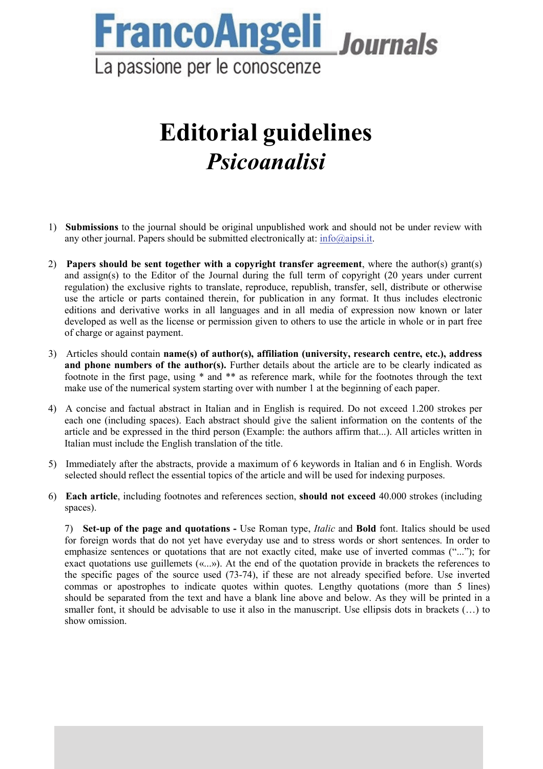FrancoAngeli *Journals*

La passione per le conoscenze

# Editorial guidelines

## *Psicoanalisi*

1) **Submissions** to the journal should be original unpublished work and should not be under review with any other journal. Papers should be submitted electronically at: info@aipsi.it.

2) **Papers should be sent together with a copyright transfer agreement**, where the author(s) grant(s) and assign(s) to the Editor of the Journal during the full term of copyright (20 years under current regulation) the exclusive rights to translate, reproduce, republish, transfer, sell, distribute or otherwise use the article or parts contained therein, for publication in any format. It thus includes electronic editions and derivative works in all languages and in all media of expression now known or later developed as well as the license or permission given to others to use the article in whole or in part free of charge or against payment.

3) Articles should contain **name(s) of author(s), affiliation (university, research centre, etc.), address and phone numbers of the author(s).** Further details about the article are to be clearly indicated as footnote in the first page, using * and ** as reference mark, while for the footnotes through the text make use of the numerical system starting over with number 1 at the beginning of each paper.

4) A concise and factual abstract in Italian and in English is required. Do not exceed 1.200 strokes per each one (including spaces). Each abstract should give the salient information on the contents of the article and be expressed in the third person (Example: the authors affirm that...). All articles written in Italian must include the English translation of the title.

5) Immediately after the abstracts, provide a maximum of 6 keywords in Italian and 6 in English. Words selected should reflect the essential topics of the article and will be used for indexing purposes.

6) **Each article**, including footnotes and references section, **should not exceed** 40.000 strokes (including spaces).

7) **Set-up of the page and quotations -** Use Roman type, *Italic* and **Bold** font. Italics should be used for foreign words that do not yet have everyday use and to stress words or short sentences. In order to emphasize sentences or quotations that are not exactly cited, make use of inverted commas ("..."); for exact quotations use guillemets («...»). At the end of the quotation provide in brackets the references to the specific pages of the source used (73-74), if these are not already specified before. Use inverted commas or apostrophes to indicate quotes within quotes. Lengthy quotations (more than 5 lines) should be separated from the text and have a blank line above and below. As they will be printed in a smaller font, it should be advisable to use it also in the manuscript. Use ellipsis dots in brackets (…) to show omission.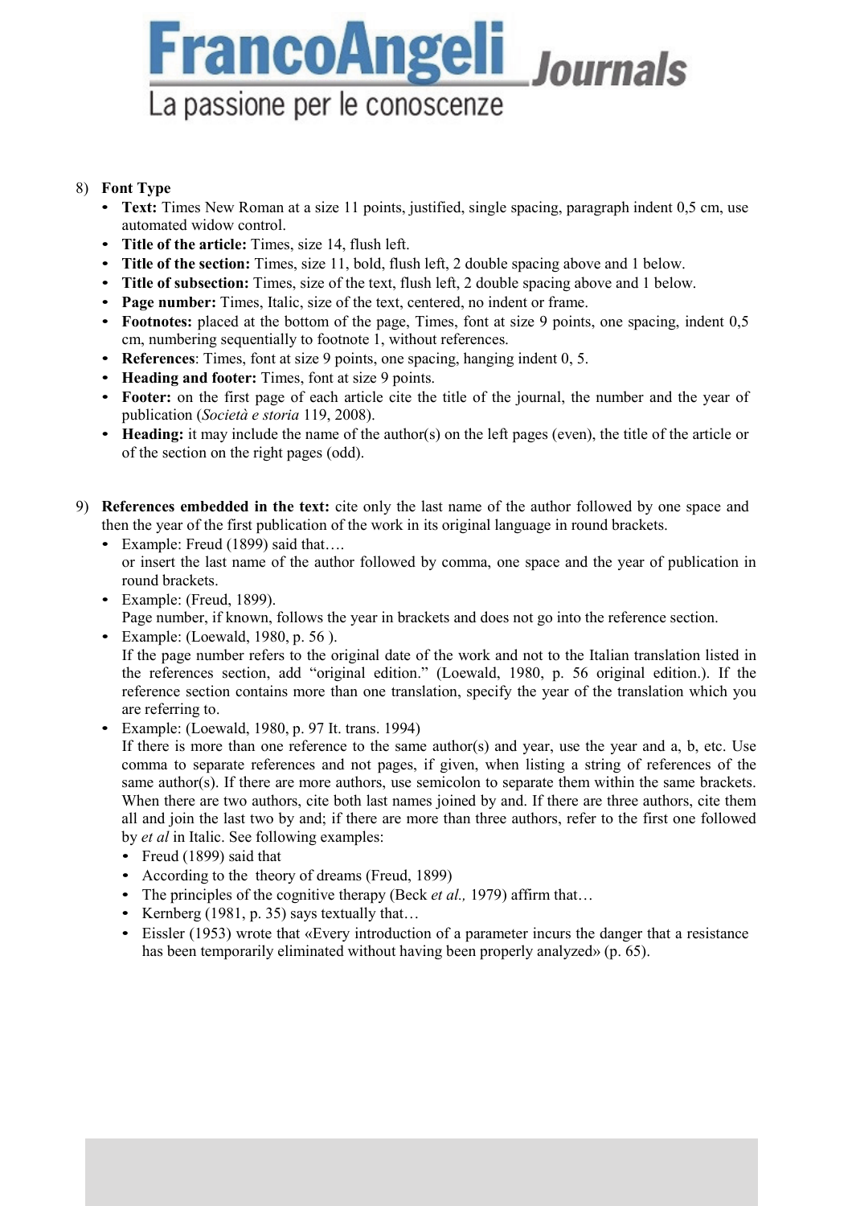8) **Font Type**

- **Text:** Times New Roman at a size 11 points, justified, single spacing, paragraph indent 0,5 cm, use automated widow control.
- **Title of the article:** Times, size 14, flush left.
- **Title of the section:** Times, size 11, bold, flush left, 2 double spacing above and 1 below.
- **Title of subsection:** Times, size of the text, flush left, 2 double spacing above and 1 below.
- **Page number:** Times, Italic, size of the text, centered, no indent or frame.
- **Footnotes:** placed at the bottom of the page, Times, font at size 9 points, one spacing, indent 0,5 cm, numbering sequentially to footnote 1, without references.
- **References**: Times, font at size 9 points, one spacing, hanging indent 0, 5.
- **Heading and footer:** Times, font at size 9 points.
- **Footer:** on the first page of each article cite the title of the journal, the number and the year of publication (*Società e storia* 119, 2008).
- **Heading:** it may include the name of the author(s) on the left pages (even), the title of the article or of the section on the right pages (odd).

9) **References embedded in the text:** cite only the last name of the author followed by one space and then the year of the first publication of the work in its original language in round brackets.

- Example: Freud (1899) said that….
  or insert the last name of the author followed by comma, one space and the year of publication in round brackets.
- Example: (Freud, 1899).
  Page number, if known, follows the year in brackets and does not go into the reference section.
- Example: (Loewald, 1980, p. 56 ).
  If the page number refers to the original date of the work and not to the Italian translation listed in the references section, add "original edition." (Loewald, 1980, p. 56 original edition.). If the reference section contains more than one translation, specify the year of the translation which you are referring to.
- Example: (Loewald, 1980, p. 97 It. trans. 1994)
  If there is more than one reference to the same author(s) and year, use the year and a, b, etc. Use comma to separate references and not pages, if given, when listing a string of references of the same author(s). If there are more authors, use semicolon to separate them within the same brackets. When there are two authors, cite both last names joined by and. If there are three authors, cite them all and join the last two by and; if there are more than three authors, refer to the first one followed by *et al* in Italic. See following examples:
  - Freud (1899) said that
  - According to the theory of dreams (Freud, 1899)
  - The principles of the cognitive therapy (Beck *et al.,* 1979) affirm that…
  - Kernberg (1981, p. 35) says textually that…
  - Eissler (1953) wrote that «Every introduction of a parameter incurs the danger that a resistance has been temporarily eliminated without having been properly analyzed» (p. 65).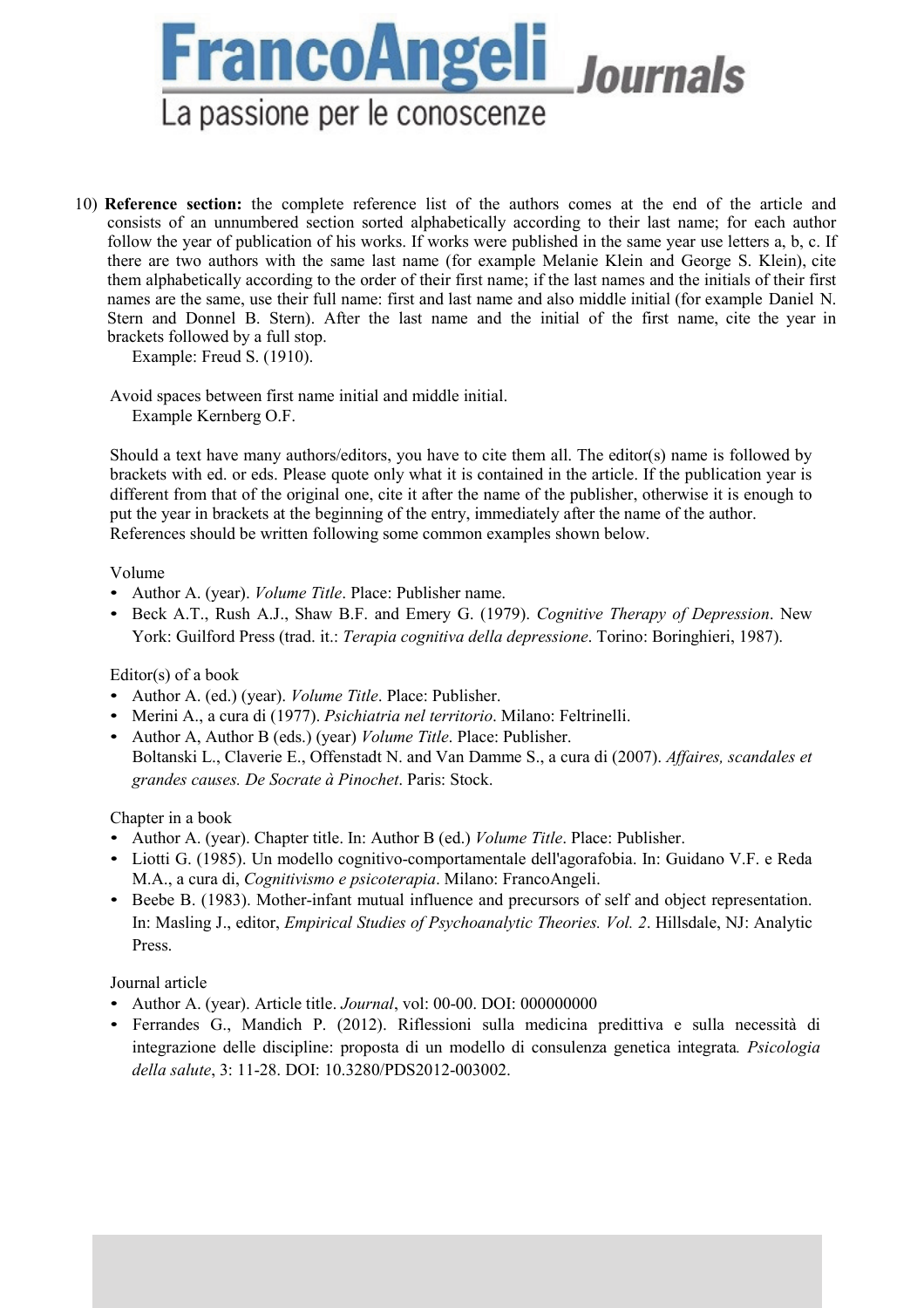10) **Reference section:** the complete reference list of the authors comes at the end of the article and consists of an unnumbered section sorted alphabetically according to their last name; for each author follow the year of publication of his works. If works were published in the same year use letters a, b, c. If there are two authors with the same last name (for example Melanie Klein and George S. Klein), cite them alphabetically according to the order of their first name; if the last names and the initials of their first names are the same, use their full name: first and last name and also middle initial (for example Daniel N. Stern and Donnel B. Stern). After the last name and the initial of the first name, cite the year in brackets followed by a full stop.

Example: Freud S. (1910).

Avoid spaces between first name initial and middle initial.

Example Kernberg O.F.

Should a text have many authors/editors, you have to cite them all. The editor(s) name is followed by brackets with ed. or eds. Please quote only what it is contained in the article. If the publication year is different from that of the original one, cite it after the name of the publisher, otherwise it is enough to put the year in brackets at the beginning of the entry, immediately after the name of the author. References should be written following some common examples shown below.

Volume

- Author A. (year). *Volume Title*. Place: Publisher name.
- Beck A.T., Rush A.J., Shaw B.F. and Emery G. (1979). *Cognitive Therapy of Depression*. New York: Guilford Press (trad. it.: *Terapia cognitiva della depressione*. Torino: Boringhieri, 1987).

Editor(s) of a book

- Author A. (ed.) (year). *Volume Title*. Place: Publisher.
- Merini A., a cura di (1977). *Psichiatria nel territorio*. Milano: Feltrinelli.
- Author A, Author B (eds.) (year) *Volume Title*. Place: Publisher.
  Boltanski L., Claverie E., Offenstadt N. and Van Damme S., a cura di (2007). *Affaires, scandales et grandes causes. De Socrate à Pinochet*. Paris: Stock.

Chapter in a book

- Author A. (year). Chapter title. In: Author B (ed.) *Volume Title*. Place: Publisher.
- Liotti G. (1985). Un modello cognitivo-comportamentale dell'agorafobia. In: Guidano V.F. e Reda M.A., a cura di, *Cognitivismo e psicoterapia*. Milano: FrancoAngeli.
- Beebe B. (1983). Mother-infant mutual influence and precursors of self and object representation. In: Masling J., editor, *Empirical Studies of Psychoanalytic Theories. Vol. 2*. Hillsdale, NJ: Analytic Press.

Journal article

- Author A. (year). Article title. *Journal*, vol: 00-00. DOI: 000000000
- Ferrandes G., Mandich P. (2012). Riflessioni sulla medicina predittiva e sulla necessità di integrazione delle discipline: proposta di un modello di consulenza genetica integrata*. Psicologia della salute*, 3: 11-28. DOI: 10.3280/PDS2012-003002.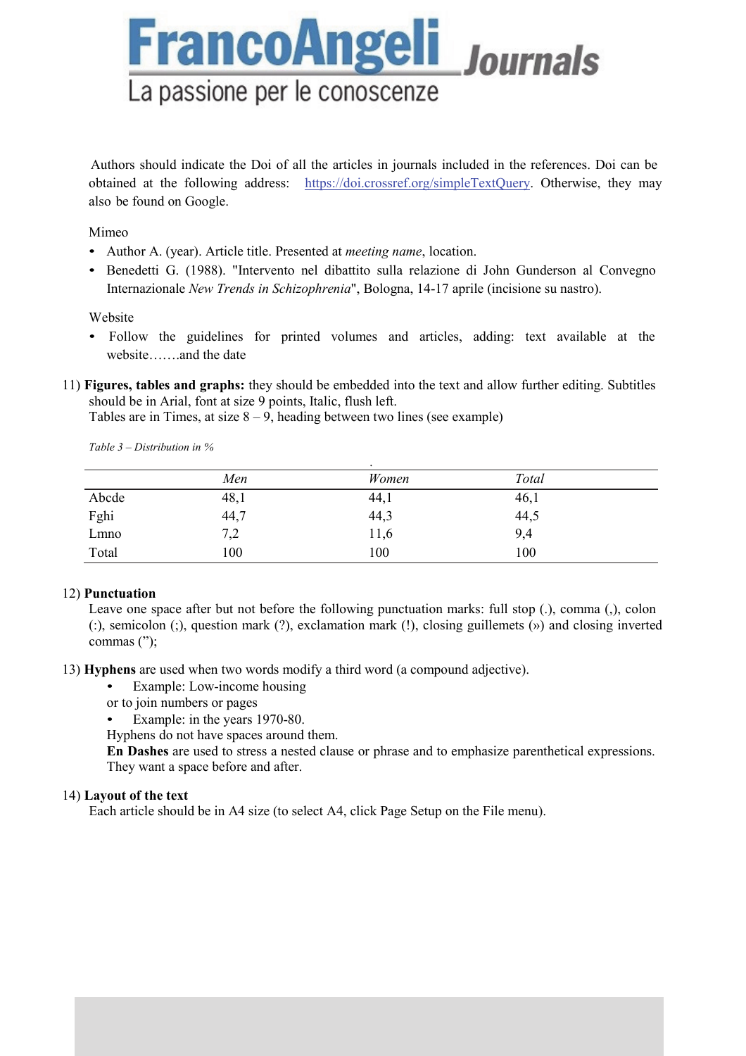Authors should indicate the Doi of all the articles in journals included in the references. Doi can be obtained at the following address: [https://doi.crossref.org/simpleTextQuery](https://doi.crossref.org/simpleTextQuery). Otherwise, they may also be found on Google.

Mimeo

- Author A. (year). Article title. Presented at *meeting name*, location.
- Benedetti G. (1988). "Intervento nel dibattito sulla relazione di John Gunderson al Convegno Internazionale *New Trends in Schizophrenia*", Bologna, 14-17 aprile (incisione su nastro).

Website

- Follow the guidelines for printed volumes and articles, adding: text available at the website…….and the date

11) **Figures, tables and graphs:** they should be embedded into the text and allow further editing. Subtitles should be in Arial, font at size 9 points, Italic, flush left.
Tables are in Times, at size 8 – 9, heading between two lines (see example)

*Table 3 – Distribution in %*

| | *Men* | *Women* | *Total* |
|---|---|---|---|
| Abcde | 48,1 | 44,1 | 46,1 |
| Fghi | 44,7 | 44,3 | 44,5 |
| Lmno | 7,2 | 11,6 | 9,4 |
| Total | 100 | 100 | 100 |

12) **Punctuation**
Leave one space after but not before the following punctuation marks: full stop (.), comma (,), colon (:), semicolon (;), question mark (?), exclamation mark (!), closing guillemets (») and closing inverted commas (”);

13) **Hyphens** are used when two words modify a third word (a compound adjective).
- Example: Low-income housing

or to join numbers or pages
- Example: in the years 1970-80.

Hyphens do not have spaces around them.
**En Dashes** are used to stress a nested clause or phrase and to emphasize parenthetical expressions. They want a space before and after.

14) **Layout of the text**
Each article should be in A4 size (to select A4, click Page Setup on the File menu).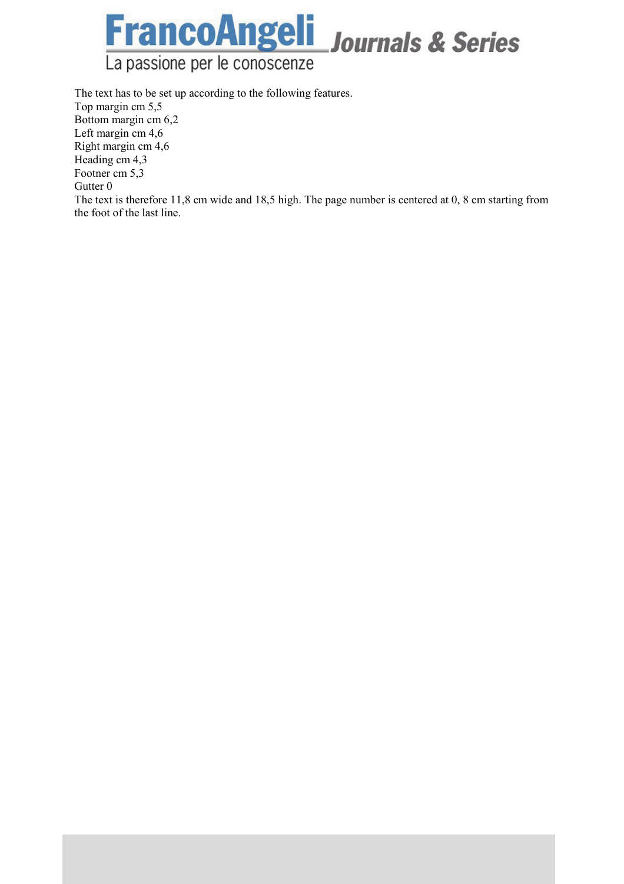The text has to be set up according to the following features.
Top margin cm 5,5
Bottom margin cm 6,2
Left margin cm 4,6
Right margin cm 4,6
Heading cm 4,3
Footner cm 5,3
Gutter 0
The text is therefore 11,8 cm wide and 18,5 high. The page number is centered at 0, 8 cm starting from the foot of the last line.